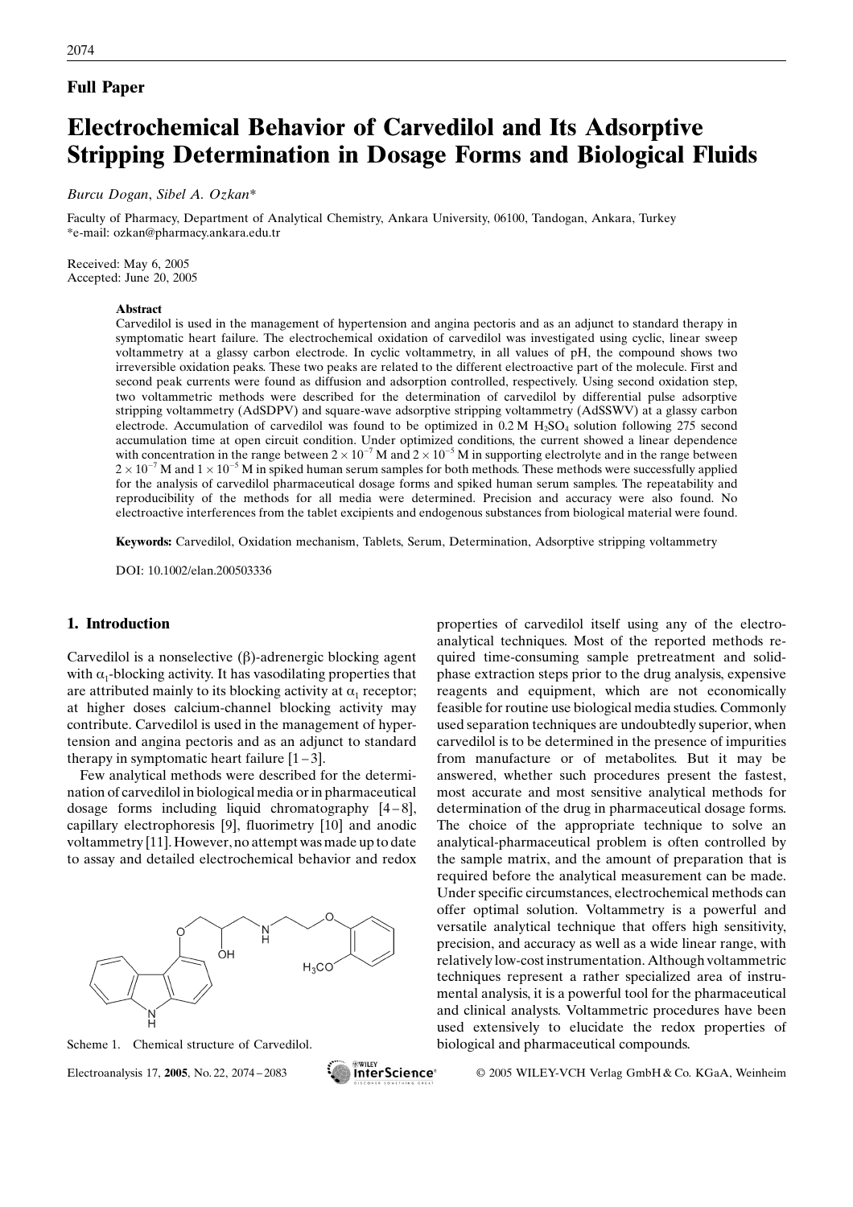**Full Paper**

# Electrochemical Behavior of Carvedilol and Its Adsorptive Stripping Determination in Dosage Forms and Biological Fluids

*Burcu Dogan, Sibel A. Ozkan**

Faculty of Pharmacy, Department of Analytical Chemistry, Ankara University, 06100, Tandogan, Ankara, Turkey
*e-mail: ozkan@pharmacy.ankara.edu.tr

Received: May 6, 2005
Accepted: June 20, 2005

### Abstract

Carvedilol is used in the management of hypertension and angina pectoris and as an adjunct to standard therapy in symptomatic heart failure. The electrochemical oxidation of carvedilol was investigated using cyclic, linear sweep voltammetry at a glassy carbon electrode. In cyclic voltammetry, in all values of pH, the compound shows two irreversible oxidation peaks. These two peaks are related to the different electroactive part of the molecule. First and second peak currents were found as diffusion and adsorption controlled, respectively. Using second oxidation step, two voltammetric methods were described for the determination of carvedilol by differential pulse adsorptive stripping voltammetry (AdSDPV) and square-wave adsorptive stripping voltammetry (AdSSWV) at a glassy carbon electrode. Accumulation of carvedilol was found to be optimized in 0.2 M $H_2SO_4$ solution following 275 second accumulation time at open circuit condition. Under optimized conditions, the current showed a linear dependence with concentration in the range between $2\times10^{-7}$ M and $2\times10^{-5}$ M in supporting electrolyte and in the range between $2\times10^{-7}$ M and $1\times10^{-5}$ M in spiked human serum samples for both methods. These methods were successfully applied for the analysis of carvedilol pharmaceutical dosage forms and spiked human serum samples. The repeatability and reproducibility of the methods for all media were determined. Precision and accuracy were also found. No electroactive interferences from the tablet excipients and endogenous substances from biological material were found.

**Keywords:** Carvedilol, Oxidation mechanism, Tablets, Serum, Determination, Adsorptive stripping voltammetry

DOI: 10.1002/elan.200503336

## 1. Introduction

Carvedilol is a nonselective (β)-adrenergic blocking agent with $\alpha_1$-blocking activity. It has vasodilating properties that are attributed mainly to its blocking activity at $\alpha_1$ receptor; at higher doses calcium-channel blocking activity may contribute. Carvedilol is used in the management of hypertension and angina pectoris and as an adjunct to standard therapy in symptomatic heart failure [1–3].

Few analytical methods were described for the determination of carvedilol in biological media or in pharmaceutical dosage forms including liquid chromatography [4–8], capillary electrophoresis [9], fluorimetry [10] and anodic voltammetry [11]. However, no attempt was made up to date to assay and detailed electrochemical behavior and redox properties of carvedilol itself using any of the electroanalytical techniques. Most of the reported methods required time-consuming sample pretreatment and solid-phase extraction steps prior to the drug analysis, expensive reagents and equipment, which are not economically feasible for routine use biological media studies. Commonly used separation techniques are undoubtedly superior, when carvedilol is to be determined in the presence of impurities from manufacture or of metabolites. But it may be answered, whether such procedures present the fastest, most accurate and most sensitive analytical methods for determination of the drug in pharmaceutical dosage forms. The choice of the appropriate technique to solve an analytical-pharmaceutical problem is often controlled by the sample matrix, and the amount of preparation that is required before the analytical measurement can be made. Under specific circumstances, electrochemical methods can offer optimal solution. Voltammetry is a powerful and versatile analytical technique that offers high sensitivity, precision, and accuracy as well as a wide linear range, with relatively low-cost instrumentation. Although voltammetric techniques represent a rather specialized area of instrumental analysis, it is a powerful tool for the pharmaceutical and clinical analysts. Voltammetric procedures have been used extensively to elucidate the redox properties of biological and pharmaceutical compounds.

Scheme 1. Chemical structure of Carvedilol.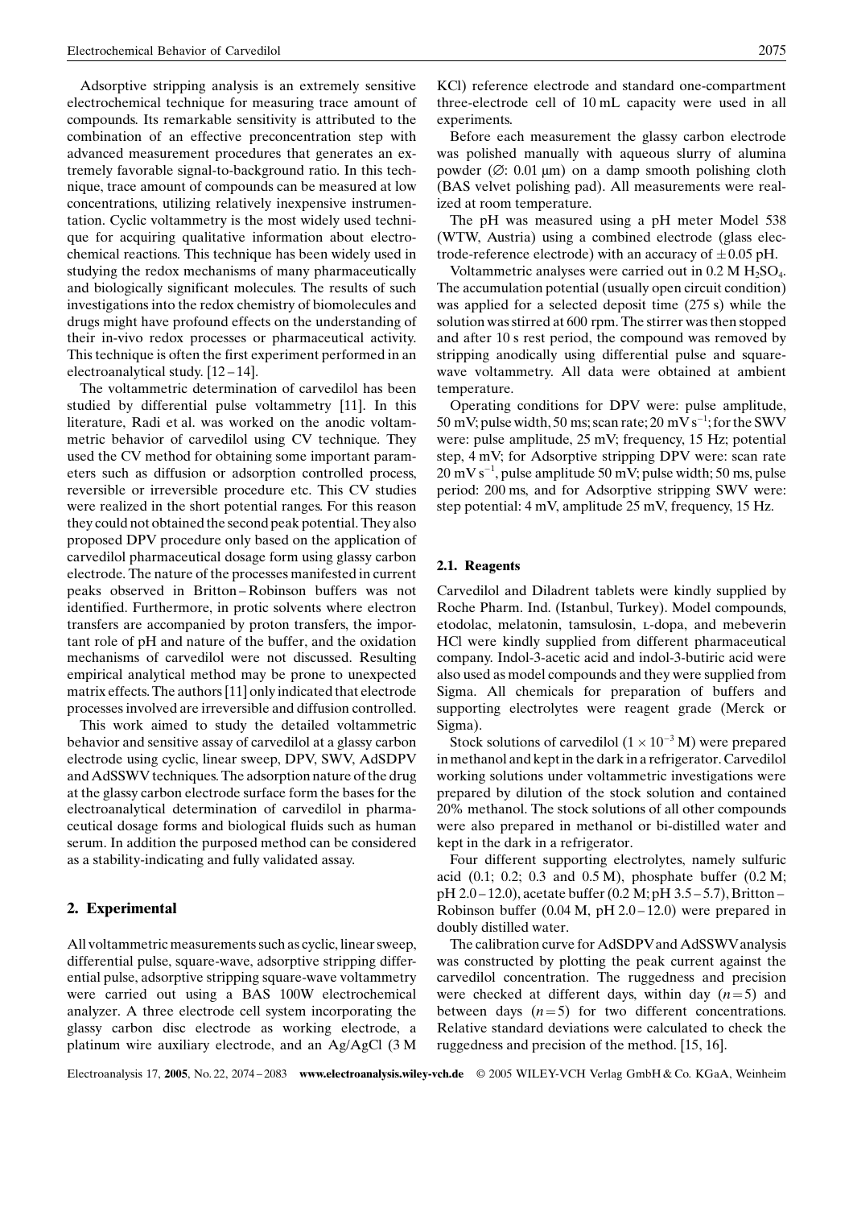Adsorptive stripping analysis is an extremely sensitive electrochemical technique for measuring trace amount of compounds. Its remarkable sensitivity is attributed to the combination of an effective preconcentration step with advanced measurement procedures that generates an extremely favorable signal-to-background ratio. In this technique, trace amount of compounds can be measured at low concentrations, utilizing relatively inexpensive instrumentation. Cyclic voltammetry is the most widely used technique for acquiring qualitative information about electrochemical reactions. This technique has been widely used in studying the redox mechanisms of many pharmaceutically and biologically significant molecules. The results of such investigations into the redox chemistry of biomolecules and drugs might have profound effects on the understanding of their in-vivo redox processes or pharmaceutical activity. This technique is often the first experiment performed in an electroanalytical study. [12–14].

The voltammetric determination of carvedilol has been studied by differential pulse voltammetry [11]. In this literature, Radi et al. was worked on the anodic voltammetric behavior of carvedilol using CV technique. They used the CV method for obtaining some important parameters such as diffusion or adsorption controlled process, reversible or irreversible procedure etc. This CV studies were realized in the short potential ranges. For this reason they could not obtained the second peak potential. They also proposed DPV procedure only based on the application of carvedilol pharmaceutical dosage form using glassy carbon electrode. The nature of the processes manifested in current peaks observed in Britton–Robinson buffers was not identified. Furthermore, in protic solvents where electron transfers are accompanied by proton transfers, the important role of pH and nature of the buffer, and the oxidation mechanisms of carvedilol were not discussed. Resulting empirical analytical method may be prone to unexpected matrix effects. The authors [11] only indicated that electrode processes involved are irreversible and diffusion controlled.

This work aimed to study the detailed voltammetric behavior and sensitive assay of carvedilol at a glassy carbon electrode using cyclic, linear sweep, DPV, SWV, AdSDPV and AdSSWV techniques. The adsorption nature of the drug at the glassy carbon electrode surface form the bases for the electroanalytical determination of carvedilol in pharmaceutical dosage forms and biological fluids such as human serum. In addition the purposed method can be considered as a stability-indicating and fully validated assay.

## 2. Experimental

All voltammetric measurements such as cyclic, linear sweep, differential pulse, square-wave, adsorptive stripping differential pulse, adsorptive stripping square-wave voltammetry were carried out using a BAS 100W electrochemical analyzer. A three electrode cell system incorporating the glassy carbon disc electrode as working electrode, a platinum wire auxiliary electrode, and an Ag/AgCl (3 M KCl) reference electrode and standard one-compartment three-electrode cell of 10 mL capacity were used in all experiments.

Before each measurement the glassy carbon electrode was polished manually with aqueous slurry of alumina powder (∅: 0.01 μm) on a damp smooth polishing cloth (BAS velvet polishing pad). All measurements were realized at room temperature.

The pH was measured using a pH meter Model 538 (WTW, Austria) using a combined electrode (glass electrode-reference electrode) with an accuracy of $\pm 0.05$ pH.

Voltammetric analyses were carried out in 0.2 M $H_2SO_4$. The accumulation potential (usually open circuit condition) was applied for a selected deposit time (275 s) while the solution was stirred at 600 rpm. The stirrer was then stopped and after 10 s rest period, the compound was removed by stripping anodically using differential pulse and square-wave voltammetry. All data were obtained at ambient temperature.

Operating conditions for DPV were: pulse amplitude, 50 mV; pulse width, 50 ms; scan rate; 20 mV $s^{-1}$; for the SWV were: pulse amplitude, 25 mV; frequency, 15 Hz; potential step, 4 mV; for Adsorptive stripping DPV were: scan rate 20 mV $s^{-1}$, pulse amplitude 50 mV; pulse width; 50 ms, pulse period: 200 ms, and for Adsorptive stripping SWV were: step potential: 4 mV, amplitude 25 mV, frequency, 15 Hz.

### 2.1. Reagents

Carvedilol and Diladrent tablets were kindly supplied by Roche Pharm. Ind. (Istanbul, Turkey). Model compounds, etodolac, melatonin, tamsulosin, L-dopa, and mebeverin HCl were kindly supplied from different pharmaceutical company. Indol-3-acetic acid and indol-3-butiric acid were also used as model compounds and they were supplied from Sigma. All chemicals for preparation of buffers and supporting electrolytes were reagent grade (Merck or Sigma).

Stock solutions of carvedilol ($1 \times 10^{-3}$ M) were prepared in methanol and kept in the dark in a refrigerator. Carvedilol working solutions under voltammetric investigations were prepared by dilution of the stock solution and contained 20% methanol. The stock solutions of all other compounds were also prepared in methanol or bi-distilled water and kept in the dark in a refrigerator.

Four different supporting electrolytes, namely sulfuric acid (0.1; 0.2; 0.3 and 0.5 M), phosphate buffer (0.2 M; pH 2.0–12.0), acetate buffer (0.2 M; pH 3.5–5.7), Britton–Robinson buffer (0.04 M, pH 2.0–12.0) were prepared in doubly distilled water.

The calibration curve for AdSDPV and AdSSWV analysis was constructed by plotting the peak current against the carvedilol concentration. The ruggedness and precision were checked at different days, within day ($n = 5$) and between days ($n = 5$) for two different concentrations. Relative standard deviations were calculated to check the ruggedness and precision of the method. [15, 16].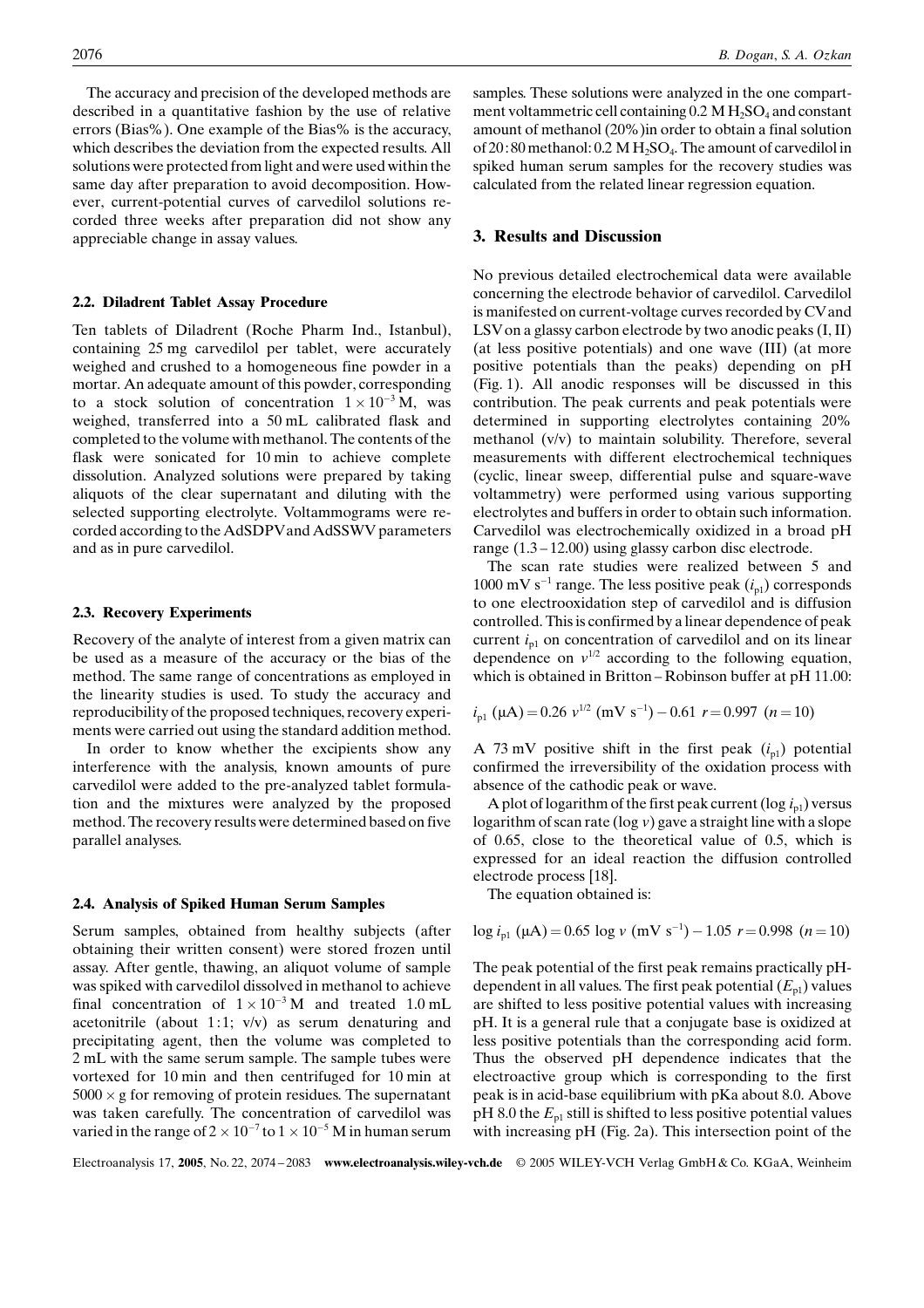The accuracy and precision of the developed methods are described in a quantitative fashion by the use of relative errors (Bias%). One example of the Bias% is the accuracy, which describes the deviation from the expected results. All solutions were protected from light and were used within the same day after preparation to avoid decomposition. However, current-potential curves of carvedilol solutions recorded three weeks after preparation did not show any appreciable change in assay values.

### 2.2. Diladrent Tablet Assay Procedure

Ten tablets of Diladrent (Roche Pharm Ind., Istanbul), containing 25 mg carvedilol per tablet, were accurately weighed and crushed to a homogeneous fine powder in a mortar. An adequate amount of this powder, corresponding to a stock solution of concentration $1 \times 10^{-3}$ M, was weighed, transferred into a 50 mL calibrated flask and completed to the volume with methanol. The contents of the flask were sonicated for 10 min to achieve complete dissolution. Analyzed solutions were prepared by taking aliquots of the clear supernatant and diluting with the selected supporting electrolyte. Voltammograms were recorded according to the AdSDPV and AdSSWV parameters and as in pure carvedilol.

### 2.3. Recovery Experiments

Recovery of the analyte of interest from a given matrix can be used as a measure of the accuracy or the bias of the method. The same range of concentrations as employed in the linearity studies is used. To study the accuracy and reproducibility of the proposed techniques, recovery experiments were carried out using the standard addition method.

In order to know whether the excipients show any interference with the analysis, known amounts of pure carvedilol were added to the pre-analyzed tablet formulation and the mixtures were analyzed by the proposed method. The recovery results were determined based on five parallel analyses.

### 2.4. Analysis of Spiked Human Serum Samples

Serum samples, obtained from healthy subjects (after obtaining their written consent) were stored frozen until assay. After gentle, thawing, an aliquot volume of sample was spiked with carvedilol dissolved in methanol to achieve final concentration of $1 \times 10^{-3}$ M and treated 1.0 mL acetonitrile (about 1:1; v/v) as serum denaturing and precipitating agent, then the volume was completed to 2 mL with the same serum sample. The sample tubes were vortexed for 10 min and then centrifuged for 10 min at $5000 \times g$ for removing of protein residues. The supernatant was taken carefully. The concentration of carvedilol was varied in the range of $2 \times 10^{-7}$ to $1 \times 10^{-5}$ M in human serum samples. These solutions were analyzed in the one compartment voltammetric cell containing 0.2 M $H_2SO_4$ and constant amount of methanol (20%)in order to obtain a final solution of 20:80 methanol: 0.2 M $H_2SO_4$. The amount of carvedilol in spiked human serum samples for the recovery studies was calculated from the related linear regression equation.

## 3. Results and Discussion

No previous detailed electrochemical data were available concerning the electrode behavior of carvedilol. Carvedilol is manifested on current-voltage curves recorded by CV and LSV on a glassy carbon electrode by two anodic peaks (I, II) (at less positive potentials) and one wave (III) (at more positive potentials than the peaks) depending on pH (Fig. 1). All anodic responses will be discussed in this contribution. The peak currents and peak potentials were determined in supporting electrolytes containing 20% methanol (v/v) to maintain solubility. Therefore, several measurements with different electrochemical techniques (cyclic, linear sweep, differential pulse and square-wave voltammetry) were performed using various supporting electrolytes and buffers in order to obtain such information. Carvedilol was electrochemically oxidized in a broad pH range (1.3 – 12.00) using glassy carbon disc electrode.

The scan rate studies were realized between 5 and 1000 mV $s^{-1}$ range. The less positive peak ($i_{p1}$) corresponds to one electrooxidation step of carvedilol and is diffusion controlled. This is confirmed by a linear dependence of peak current $i_{p1}$ on concentration of carvedilol and on its linear dependence on $v^{1/2}$ according to the following equation, which is obtained in Britton – Robinson buffer at pH 11.00:

$$i_{p1}\ (\mu A) = 0.26\ v^{1/2}\ (mV\ s^{-1}) - 0.61\quad r = 0.997\quad (n = 10)$$

A 73 mV positive shift in the first peak ($i_{p1}$) potential confirmed the irreversibility of the oxidation process with absence of the cathodic peak or wave.

A plot of logarithm of the first peak current ($\log i_{p1}$) versus logarithm of scan rate ($\log v$) gave a straight line with a slope of 0.65, close to the theoretical value of 0.5, which is expressed for an ideal reaction the diffusion controlled electrode process [18].

The equation obtained is:

$$\log i_{p1}\ (\mu A) = 0.65\ \log v\ (mV\ s^{-1}) - 1.05\quad r = 0.998\quad (n = 10)$$

The peak potential of the first peak remains practically pH-dependent in all values. The first peak potential ($E_{p1}$) values are shifted to less positive potential values with increasing pH. It is a general rule that a conjugate base is oxidized at less positive potentials than the corresponding acid form. Thus the observed pH dependence indicates that the electroactive group which is corresponding to the first peak is in acid-base equilibrium with pKa about 8.0. Above pH 8.0 the $E_{p1}$ still is shifted to less positive potential values with increasing pH (Fig. 2a). This intersection point of the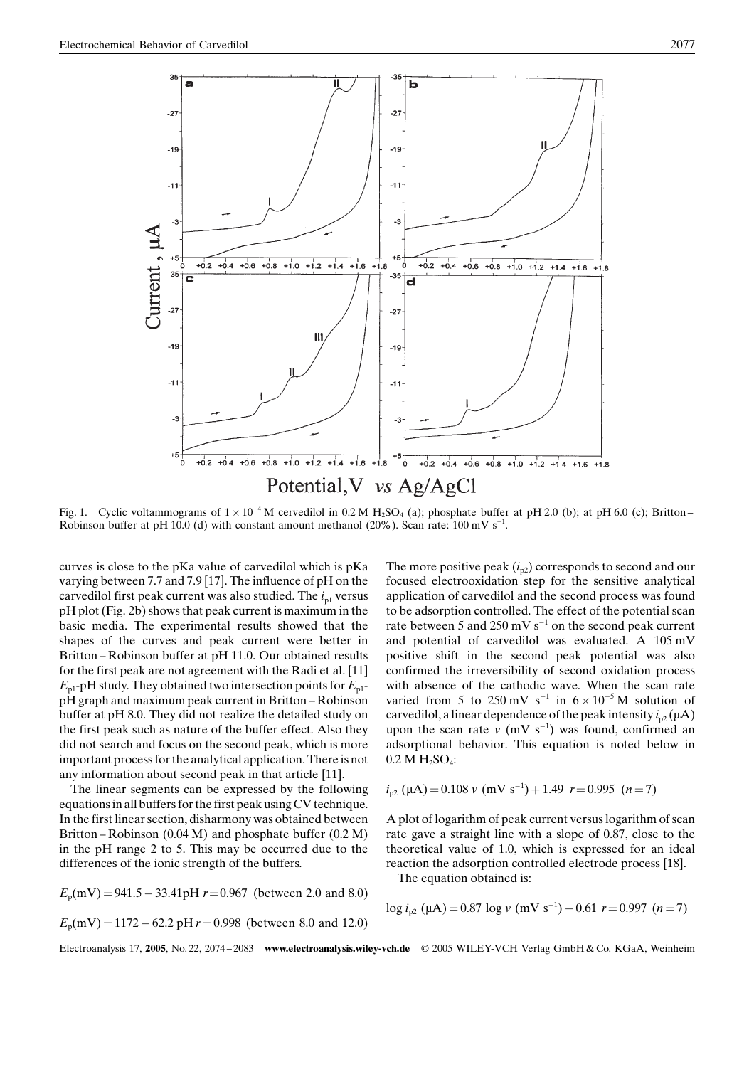Fig. 1. Cyclic voltammograms of $1 \times 10^{-4}$ M cervedilol in 0.2 M $H_2SO_4$ (a); phosphate buffer at pH 2.0 (b); at pH 6.0 (c); Britton–Robinson buffer at pH 10.0 (d) with constant amount methanol (20%). Scan rate: 100 mV $s^{-1}$.

curves is close to the pKa value of carvedilol which is pKa varying between 7.7 and 7.9 [17]. The influence of pH on the carvedilol first peak current was also studied. The $i_{p1}$ versus pH plot (Fig. 2b) shows that peak current is maximum in the basic media. The experimental results showed that the shapes of the curves and peak current were better in Britton–Robinson buffer at pH 11.0. Our obtained results for the first peak are not agreement with the Radi et al. [11] $E_{p1}$-pH study. They obtained two intersection points for $E_{p1}$-pH graph and maximum peak current in Britton–Robinson buffer at pH 8.0. They did not realize the detailed study on the first peak such as nature of the buffer effect. Also they did not search and focus on the second peak, which is more important process for the analytical application. There is not any information about second peak in that article [11].

The linear segments can be expressed by the following equations in all buffers for the first peak using CV technique. In the first linear section, disharmony was obtained between Britton–Robinson (0.04 M) and phosphate buffer (0.2 M) in the pH range 2 to 5. This may be occurred due to the differences of the ionic strength of the buffers.

$$E_p(\text{mV}) = 941.5 - 33.41\text{pH} \quad r = 0.967 \quad \text{(between 2.0 and 8.0)}$$

$$E_p(\text{mV}) = 1172 - 62.2\ \text{pH} \quad r = 0.998 \quad \text{(between 8.0 and 12.0)}$$

The more positive peak ($i_{p2}$) corresponds to second and our focused electrooxidation step for the sensitive analytical application of carvedilol and the second process was found to be adsorption controlled. The effect of the potential scan rate between 5 and 250 mV $s^{-1}$ on the second peak current and potential of carvedilol was evaluated. A 105 mV positive shift in the second peak potential was also confirmed the irreversibility of second oxidation process with absence of the cathodic wave. When the scan rate varied from 5 to 250 mV $s^{-1}$ in $6 \times 10^{-5}$ M solution of carvedilol, a linear dependence of the peak intensity $i_{p2}$ (μA) upon the scan rate $v$ (mV $s^{-1}$) was found, confirmed an adsorptional behavior. This equation is noted below in 0.2 M $H_2SO_4$:

$$i_{p2}\ (\mu\text{A}) = 0.108\ v\ (\text{mV s}^{-1}) + 1.49 \quad r = 0.995 \quad (n = 7)$$

A plot of logarithm of peak current versus logarithm of scan rate gave a straight line with a slope of 0.87, close to the theoretical value of 1.0, which is expressed for an ideal reaction the adsorption controlled electrode process [18].

The equation obtained is:

$$\log i_{p2}\ (\mu\text{A}) = 0.87 \log v\ (\text{mV s}^{-1}) - 0.61 \quad r = 0.997 \quad (n = 7)$$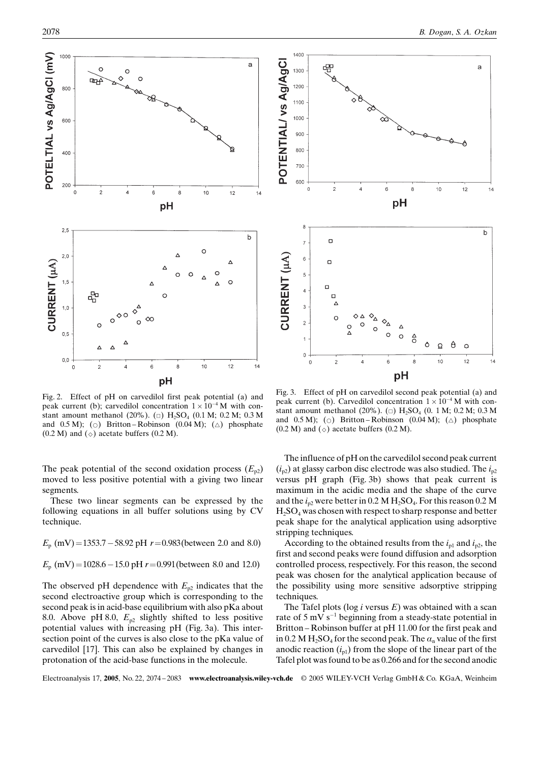Fig. 2. Effect of pH on carvedilol first peak potential (a) and peak current (b); carvedilol concentration $1 \times 10^{-4}$ M with constant amount methanol (20%). (□) $H_2SO_4$ (0.1 M; 0.2 M; 0.3 M and 0.5 M); (○) Britton – Robinson (0.04 M); (△) phosphate (0.2 M) and (◇) acetate buffers (0.2 M).

Fig. 3. Effect of pH on carvedilol second peak potential (a) and peak current (b). Carvedilol concentration $1 \times 10^{-4}$ M with constant amount methanol (20%). (□) $H_2SO_4$ (0. 1 M; 0.2 M; 0.3 M and 0.5 M); (○) Britton – Robinson (0.04 M); (△) phosphate (0.2 M) and (◇) acetate buffers (0.2 M).

The peak potential of the second oxidation process ($E_{p2}$) moved to less positive potential with a giving two linear segments.

These two linear segments can be expressed by the following equations in all buffer solutions using by CV technique.

$$E_p \text{ (mV)} = 1353.7 - 58.92 \text{ pH } r = 0.983 \text{(between 2.0 and 8.0)}$$

$$E_p \text{ (mV)} = 1028.6 - 15.0 \text{ pH } r = 0.991 \text{(between 8.0 and 12.0)}$$

The observed pH dependence with $E_{p2}$ indicates that the second electroactive group which is corresponding to the second peak is in acid-base equilibrium with also pKa about 8.0. Above pH 8.0, $E_{p2}$ slightly shifted to less positive potential values with increasing pH (Fig. 3a). This intersection point of the curves is also close to the pKa value of carvedilol [17]. This can also be explained by changes in protonation of the acid-base functions in the molecule.

The influence of pH on the carvedilol second peak current ($i_{p2}$) at glassy carbon disc electrode was also studied. The $i_{p2}$ versus pH graph (Fig. 3b) shows that peak current is maximum in the acidic media and the shape of the curve and the $i_{p2}$ were better in 0.2 M $H_2SO_4$. For this reason 0.2 M $H_2SO_4$ was chosen with respect to sharp response and better peak shape for the analytical application using adsorptive stripping techniques.

According to the obtained results from the $i_{p1}$ and $i_{p2}$, the first and second peaks were found diffusion and adsorption controlled process, respectively. For this reason, the second peak was chosen for the analytical application because of the possibility using more sensitive adsorptive stripping techniques.

The Tafel plots (log $i$ versus $E$) was obtained with a scan rate of 5 mV $s^{-1}$ beginning from a steady-state potential in Britton – Robinson buffer at pH 11.00 for the first peak and in 0.2 M $H_2SO_4$ for the second peak. The $\alpha_n$ value of the first anodic reaction ($i_{p1}$) from the slope of the linear part of the Tafel plot was found to be as 0.266 and for the second anodic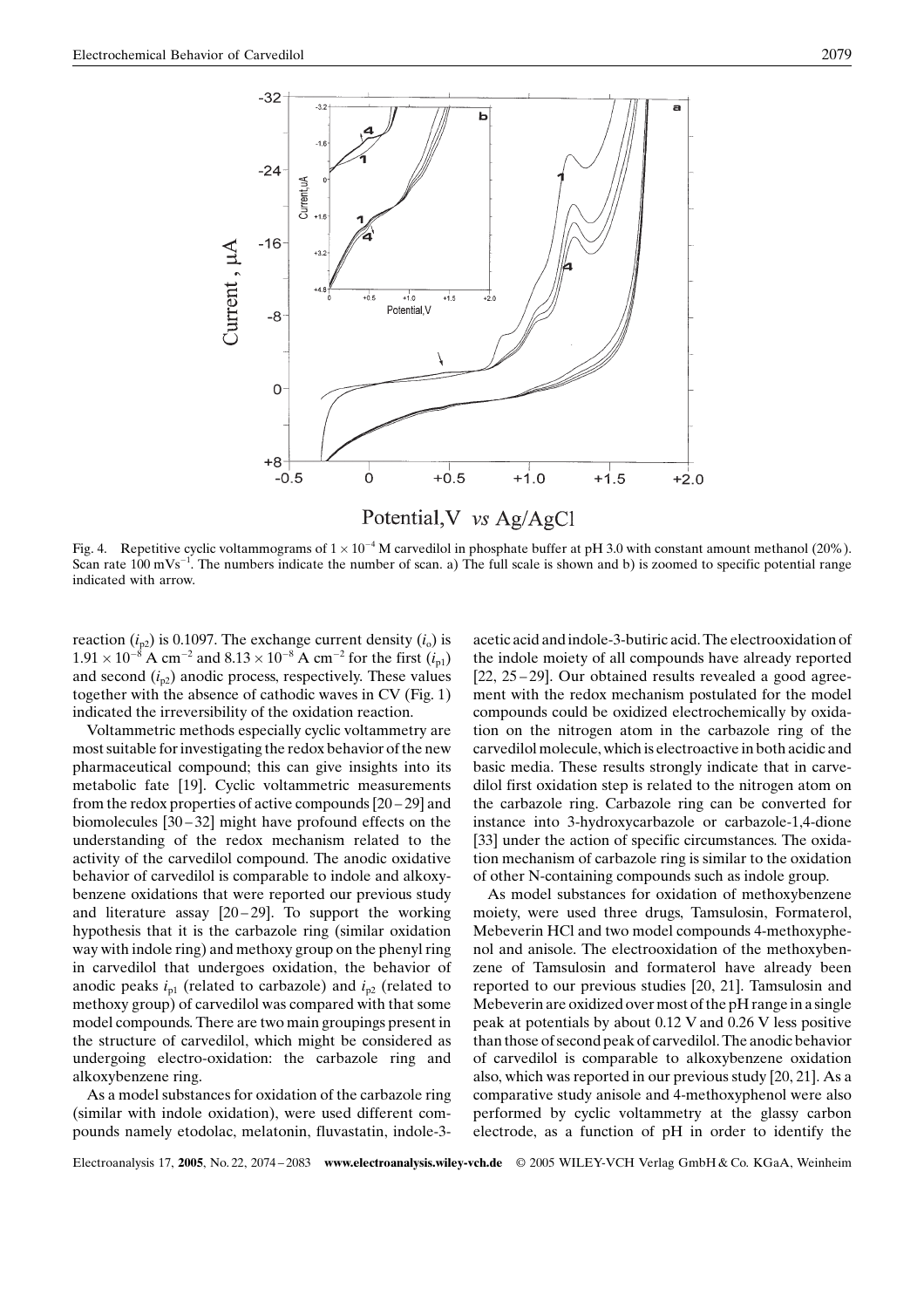Fig. 4. Repetitive cyclic voltammograms of $1 \times 10^{-4}$ M carvedilol in phosphate buffer at pH 3.0 with constant amount methanol (20%). Scan rate 100 $mVs^{-1}$. The numbers indicate the number of scan. a) The full scale is shown and b) is zoomed to specific potential range indicated with arrow.

reaction ($i_{p2}$) is 0.1097. The exchange current density ($i_o$) is $1.91 \times 10^{-8}$ A $cm^{-2}$ and $8.13 \times 10^{-8}$ A $cm^{-2}$ for the first ($i_{p1}$) and second ($i_{p2}$) anodic process, respectively. These values together with the absence of cathodic waves in CV (Fig. 1) indicated the irreversibility of the oxidation reaction.

Voltammetric methods especially cyclic voltammetry are most suitable for investigating the redox behavior of the new pharmaceutical compound; this can give insights into its metabolic fate [19]. Cyclic voltammetric measurements from the redox properties of active compounds [20–29] and biomolecules [30–32] might have profound effects on the understanding of the redox mechanism related to the activity of the carvedilol compound. The anodic oxidative behavior of carvedilol is comparable to indole and alkoxybenzene oxidations that were reported our previous study and literature assay [20–29]. To support the working hypothesis that it is the carbazole ring (similar oxidation way with indole ring) and methoxy group on the phenyl ring in carvedilol that undergoes oxidation, the behavior of anodic peaks $i_{p1}$ (related to carbazole) and $i_{p2}$ (related to methoxy group) of carvedilol was compared with that some model compounds. There are two main groupings present in the structure of carvedilol, which might be considered as undergoing electro-oxidation: the carbazole ring and alkoxybenzene ring.

As a model substances for oxidation of the carbazole ring (similar with indole oxidation), were used different compounds namely etodolac, melatonin, fluvastatin, indole-3-acetic acid and indole-3-butiric acid. The electrooxidation of the indole moiety of all compounds have already reported [22, 25–29]. Our obtained results revealed a good agreement with the redox mechanism postulated for the model compounds could be oxidized electrochemically by oxidation on the nitrogen atom in the carbazole ring of the carvedilol molecule, which is electroactive in both acidic and basic media. These results strongly indicate that in carvedilol first oxidation step is related to the nitrogen atom on the carbazole ring. Carbazole ring can be converted for instance into 3-hydroxycarbazole or carbazole-1,4-dione [33] under the action of specific circumstances. The oxidation mechanism of carbazole ring is similar to the oxidation of other N-containing compounds such as indole group.

As model substances for oxidation of methoxybenzene moiety, were used three drugs, Tamsulosin, Formaterol, Mebeverin HCl and two model compounds 4-methoxyphenol and anisole. The electrooxidation of the methoxybenzene of Tamsulosin and formaterol have already been reported to our previous studies [20, 21]. Tamsulosin and Mebeverin are oxidized over most of the pH range in a single peak at potentials by about 0.12 V and 0.26 V less positive than those of second peak of carvedilol. The anodic behavior of carvedilol is comparable to alkoxybenzene oxidation also, which was reported in our previous study [20, 21]. As a comparative study anisole and 4-methoxyphenol were also performed by cyclic voltammetry at the glassy carbon electrode, as a function of pH in order to identify the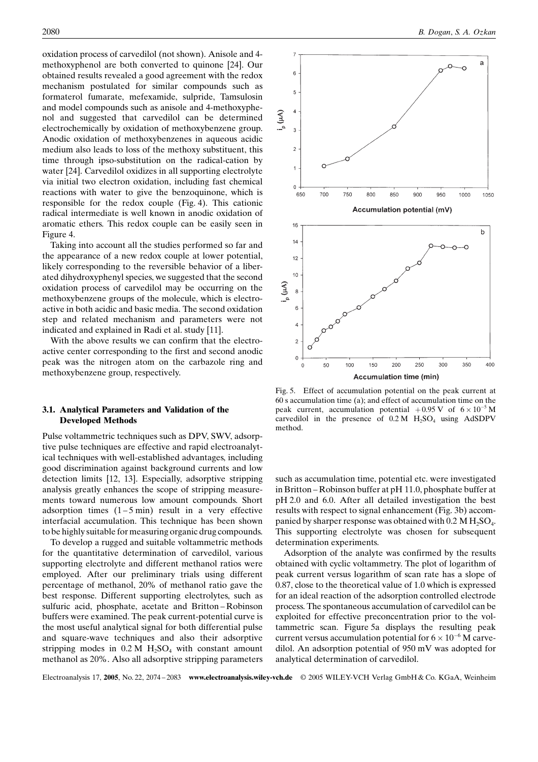oxidation process of carvedilol (not shown). Anisole and 4-methoxyphenol are both converted to quinone [24]. Our obtained results revealed a good agreement with the redox mechanism postulated for similar compounds such as formaterol fumarate, mefexamide, sulpride, Tamsulosin and model compounds such as anisole and 4-methoxyphenol and suggested that carvedilol can be determined electrochemically by oxidation of methoxybenzene group. Anodic oxidation of methoxybenzenes in aqueous acidic medium also leads to loss of the methoxy substituent, this time through ipso-substitution on the radical-cation by water [24]. Carvedilol oxidizes in all supporting electrolyte via initial two electron oxidation, including fast chemical reactions with water to give the benzoquinone, which is responsible for the redox couple (Fig. 4). This cationic radical intermediate is well known in anodic oxidation of aromatic ethers. This redox couple can be easily seen in Figure 4.

Taking into account all the studies performed so far and the appearance of a new redox couple at lower potential, likely corresponding to the reversible behavior of a liberated dihydroxyphenyl species, we suggested that the second oxidation process of carvedilol may be occurring on the methoxybenzene groups of the molecule, which is electroactive in both acidic and basic media. The second oxidation step and related mechanism and parameters were not indicated and explained in Radi et al. study [11].

With the above results we can confirm that the electroactive center corresponding to the first and second anodic peak was the nitrogen atom on the carbazole ring and methoxybenzene group, respectively.

### 3.1. Analytical Parameters and Validation of the Developed Methods

Pulse voltammetric techniques such as DPV, SWV, adsorptive pulse techniques are effective and rapid electroanalytical techniques with well-established advantages, including good discrimination against background currents and low detection limits [12, 13]. Especially, adsorptive stripping analysis greatly enhances the scope of stripping measurements toward numerous low amount compounds. Short adsorption times (1–5 min) result in a very effective interfacial accumulation. This technique has been shown to be highly suitable for measuring organic drug compounds.

To develop a rugged and suitable voltammetric methods for the quantitative determination of carvedilol, various supporting electrolyte and different methanol ratios were employed. After our preliminary trials using different percentage of methanol, 20% of methanol ratio gave the best response. Different supporting electrolytes, such as sulfuric acid, phosphate, acetate and Britton–Robinson buffers were examined. The peak current-potential curve is the most useful analytical signal for both differential pulse and square-wave techniques and also their adsorptive stripping modes in 0.2 M $H_2SO_4$ with constant amount methanol as 20%. Also all adsorptive stripping parameters such as accumulation time, potential etc. were investigated in Britton–Robinson buffer at pH 11.0, phosphate buffer at pH 2.0 and 6.0. After all detailed investigation the best results with respect to signal enhancement (Fig. 3b) accompanied by sharper response was obtained with 0.2 M $H_2SO_4$. This supporting electrolyte was chosen for subsequent determination experiments.

Fig. 5. Effect of accumulation potential on the peak current at 60 s accumulation time (a); and effect of accumulation time on the peak current, accumulation potential +0.95 V of $6 \times 10^{-5}$ M carvedilol in the presence of 0.2 M $H_2SO_4$ using AdSDPV method.

Adsorption of the analyte was confirmed by the results obtained with cyclic voltammetry. The plot of logarithm of peak current versus logarithm of scan rate has a slope of 0.87, close to the theoretical value of 1.0 which is expressed for an ideal reaction of the adsorption controlled electrode process. The spontaneous accumulation of carvedilol can be exploited for effective preconcentration prior to the voltammetric scan. Figure 5a displays the resulting peak current versus accumulation potential for $6 \times 10^{-6}$ M carvedilol. An adsorption potential of 950 mV was adopted for analytical determination of carvedilol.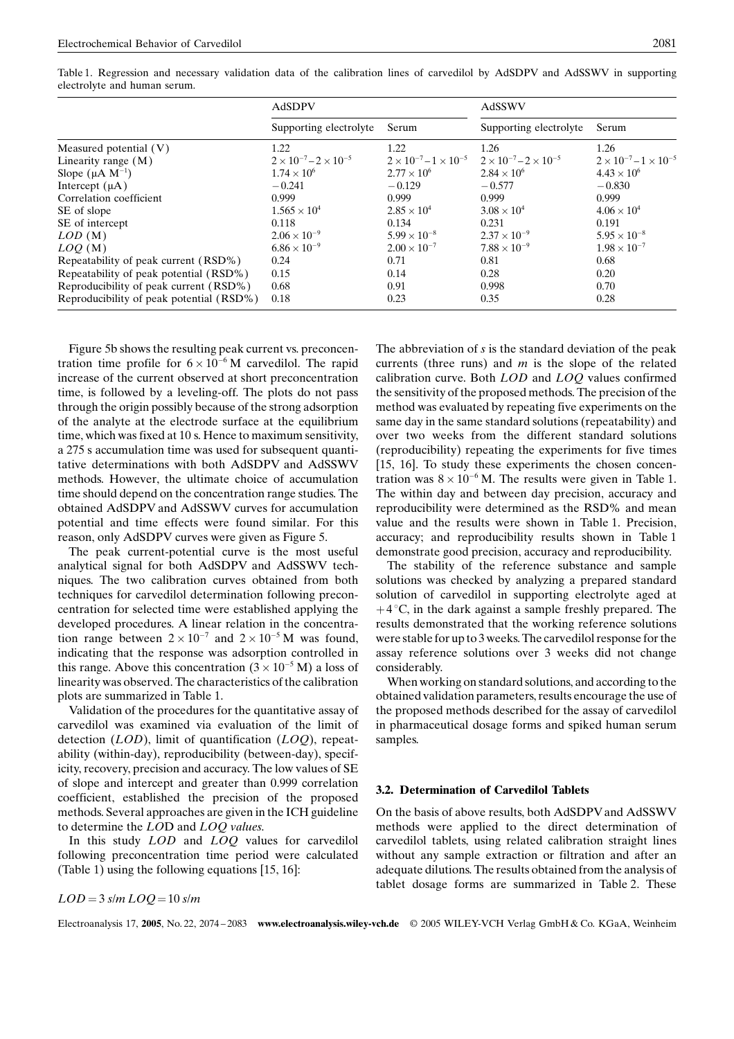Table 1. Regression and necessary validation data of the calibration lines of carvedilol by AdSDPV and AdSSWV in supporting electrolyte and human serum.

| | AdSDPV | | AdSSWV | |
|---|---|---|---|---|
| | Supporting electrolyte | Serum | Supporting electrolyte | Serum |
| Measured potential (V) | 1.22 | 1.22 | 1.26 | 1.26 |
| Linearity range (M) | $2 \times 10^{-7} - 2 \times 10^{-5}$ | $2 \times 10^{-7} - 1 \times 10^{-5}$ | $2 \times 10^{-7} - 2 \times 10^{-5}$ | $2 \times 10^{-7} - 1 \times 10^{-5}$ |
| Slope (μA $M^{-1}$) | $1.74 \times 10^6$ | $2.77 \times 10^6$ | $2.84 \times 10^6$ | $4.43 \times 10^6$ |
| Intercept (μA) | −0.241 | −0.129 | −0.577 | −0.830 |
| Correlation coefficient | 0.999 | 0.999 | 0.999 | 0.999 |
| SE of slope | $1.565 \times 10^4$ | $2.85 \times 10^4$ | $3.08 \times 10^4$ | $4.06 \times 10^4$ |
| SE of intercept | 0.118 | 0.134 | 0.231 | 0.191 |
| *LOD* (M) | $2.06 \times 10^{-9}$ | $5.99 \times 10^{-8}$ | $2.37 \times 10^{-9}$ | $5.95 \times 10^{-8}$ |
| *LOQ* (M) | $6.86 \times 10^{-9}$ | $2.00 \times 10^{-7}$ | $7.88 \times 10^{-9}$ | $1.98 \times 10^{-7}$ |
| Repeatability of peak current (RSD%) | 0.24 | 0.71 | 0.81 | 0.68 |
| Repeatability of peak potential (RSD%) | 0.15 | 0.14 | 0.28 | 0.20 |
| Reproducibility of peak current (RSD%) | 0.68 | 0.91 | 0.998 | 0.70 |
| Reproducibility of peak potential (RSD%) | 0.18 | 0.23 | 0.35 | 0.28 |

Figure 5b shows the resulting peak current vs. preconcentration time profile for $6 \times 10^{-6}$ M carvedilol. The rapid increase of the current observed at short preconcentration time, is followed by a leveling-off. The plots do not pass through the origin possibly because of the strong adsorption of the analyte at the electrode surface at the equilibrium time, which was fixed at 10 s. Hence to maximum sensitivity, a 275 s accumulation time was used for subsequent quantitative determinations with both AdSDPV and AdSSWV methods. However, the ultimate choice of accumulation time should depend on the concentration range studies. The obtained AdSDPV and AdSSWV curves for accumulation potential and time effects were found similar. For this reason, only AdSDPV curves were given as Figure 5.

The peak current-potential curve is the most useful analytical signal for both AdSDPV and AdSSWV techniques. The two calibration curves obtained from both techniques for carvedilol determination following preconcentration for selected time were established applying the developed procedures. A linear relation in the concentration range between $2 \times 10^{-7}$ and $2 \times 10^{-5}$ M was found, indicating that the response was adsorption controlled in this range. Above this concentration ($3 \times 10^{-5}$ M) a loss of linearity was observed. The characteristics of the calibration plots are summarized in Table 1.

Validation of the procedures for the quantitative assay of carvedilol was examined via evaluation of the limit of detection (*LOD*), limit of quantification (*LOQ*), repeatability (within-day), reproducibility (between-day), specificity, recovery, precision and accuracy. The low values of SE of slope and intercept and greater than 0.999 correlation coefficient, established the precision of the proposed methods. Several approaches are given in the ICH guideline to determine the *LOD* and *LOQ values*.

In this study *LOD* and *LOQ* values for carvedilol following preconcentration time period were calculated (Table 1) using the following equations [15, 16]:

$$LOD = 3\,s/m \quad LOQ = 10\,s/m$$

The abbreviation of *s* is the standard deviation of the peak currents (three runs) and *m* is the slope of the related calibration curve. Both *LOD* and *LOQ* values confirmed the sensitivity of the proposed methods. The precision of the method was evaluated by repeating five experiments on the same day in the same standard solutions (repeatability) and over two weeks from the different standard solutions (reproducibility) repeating the experiments for five times [15, 16]. To study these experiments the chosen concentration was $8 \times 10^{-6}$ M. The results were given in Table 1. The within day and between day precision, accuracy and reproducibility were determined as the RSD% and mean value and the results were shown in Table 1. Precision, accuracy; and reproducibility results shown in Table 1 demonstrate good precision, accuracy and reproducibility.

The stability of the reference substance and sample solutions was checked by analyzing a prepared standard solution of carvedilol in supporting electrolyte aged at +4 °C, in the dark against a sample freshly prepared. The results demonstrated that the working reference solutions were stable for up to 3 weeks. The carvedilol response for the assay reference solutions over 3 weeks did not change considerably.

When working on standard solutions, and according to the obtained validation parameters, results encourage the use of the proposed methods described for the assay of carvedilol in pharmaceutical dosage forms and spiked human serum samples.

### 3.2. Determination of Carvedilol Tablets

On the basis of above results, both AdSDPV and AdSSWV methods were applied to the direct determination of carvedilol tablets, using related calibration straight lines without any sample extraction or filtration and after an adequate dilutions. The results obtained from the analysis of tablet dosage forms are summarized in Table 2. These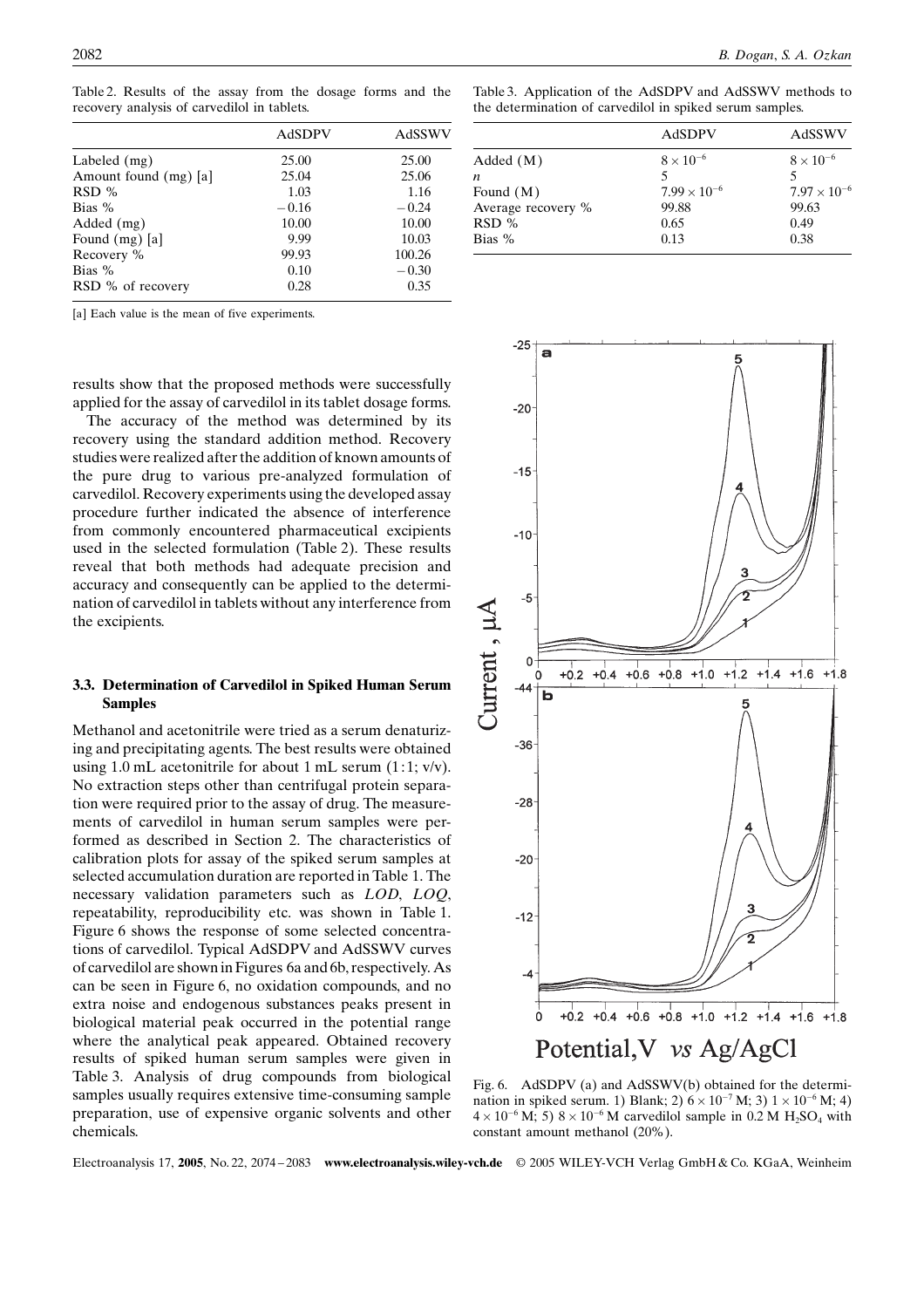Table 2. Results of the assay from the dosage forms and the recovery analysis of carvedilol in tablets.

| | AdSDPV | AdSSWV |
|---|---|---|
| Labeled (mg) | 25.00 | 25.00 |
| Amount found (mg) [a] | 25.04 | 25.06 |
| RSD % | 1.03 | 1.16 |
| Bias % | −0.16 | −0.24 |
| Added (mg) | 10.00 | 10.00 |
| Found (mg) [a] | 9.99 | 10.03 |
| Recovery % | 99.93 | 100.26 |
| Bias % | 0.10 | −0.30 |
| RSD % of recovery | 0.28 | 0.35 |

[a] Each value is the mean of five experiments.

Table 3. Application of the AdSDPV and AdSSWV methods to the determination of carvedilol in spiked serum samples.

| | AdSDPV | AdSSWV |
|---|---|---|
| Added (M) | $8 \times 10^{-6}$ | $8 \times 10^{-6}$ |
| $n$ | 5 | 5 |
| Found (M) | $7.99 \times 10^{-6}$ | $7.97 \times 10^{-6}$ |
| Average recovery % | 99.88 | 99.63 |
| RSD % | 0.65 | 0.49 |
| Bias % | 0.13 | 0.38 |

results show that the proposed methods were successfully applied for the assay of carvedilol in its tablet dosage forms.

The accuracy of the method was determined by its recovery using the standard addition method. Recovery studies were realized after the addition of known amounts of the pure drug to various pre-analyzed formulation of carvedilol. Recovery experiments using the developed assay procedure further indicated the absence of interference from commonly encountered pharmaceutical excipients used in the selected formulation (Table 2). These results reveal that both methods had adequate precision and accuracy and consequently can be applied to the determination of carvedilol in tablets without any interference from the excipients.

### 3.3. Determination of Carvedilol in Spiked Human Serum Samples

Methanol and acetonitrile were tried as a serum denaturizing and precipitating agents. The best results were obtained using 1.0 mL acetonitrile for about 1 mL serum (1:1; v/v). No extraction steps other than centrifugal protein separation were required prior to the assay of drug. The measurements of carvedilol in human serum samples were performed as described in Section 2. The characteristics of calibration plots for assay of the spiked serum samples at selected accumulation duration are reported in Table 1. The necessary validation parameters such as *LOD*, *LOQ*, repeatability, reproducibility etc. was shown in Table 1. Figure 6 shows the response of some selected concentrations of carvedilol. Typical AdSDPV and AdSSWV curves of carvedilol are shown in Figures 6a and 6b, respectively. As can be seen in Figure 6, no oxidation compounds, and no extra noise and endogenous substances peaks present in biological material peak occurred in the potential range where the analytical peak appeared. Obtained recovery results of spiked human serum samples were given in Table 3. Analysis of drug compounds from biological samples usually requires extensive time-consuming sample preparation, use of expensive organic solvents and other chemicals.

Fig. 6. AdSDPV (a) and AdSSWV(b) obtained for the determination in spiked serum. 1) Blank; 2) $6 \times 10^{-7}$ M; 3) $1 \times 10^{-6}$ M; 4) $4 \times 10^{-6}$ M; 5) $8 \times 10^{-6}$ M carvedilol sample in 0.2 M $H_2SO_4$ with constant amount methanol (20%).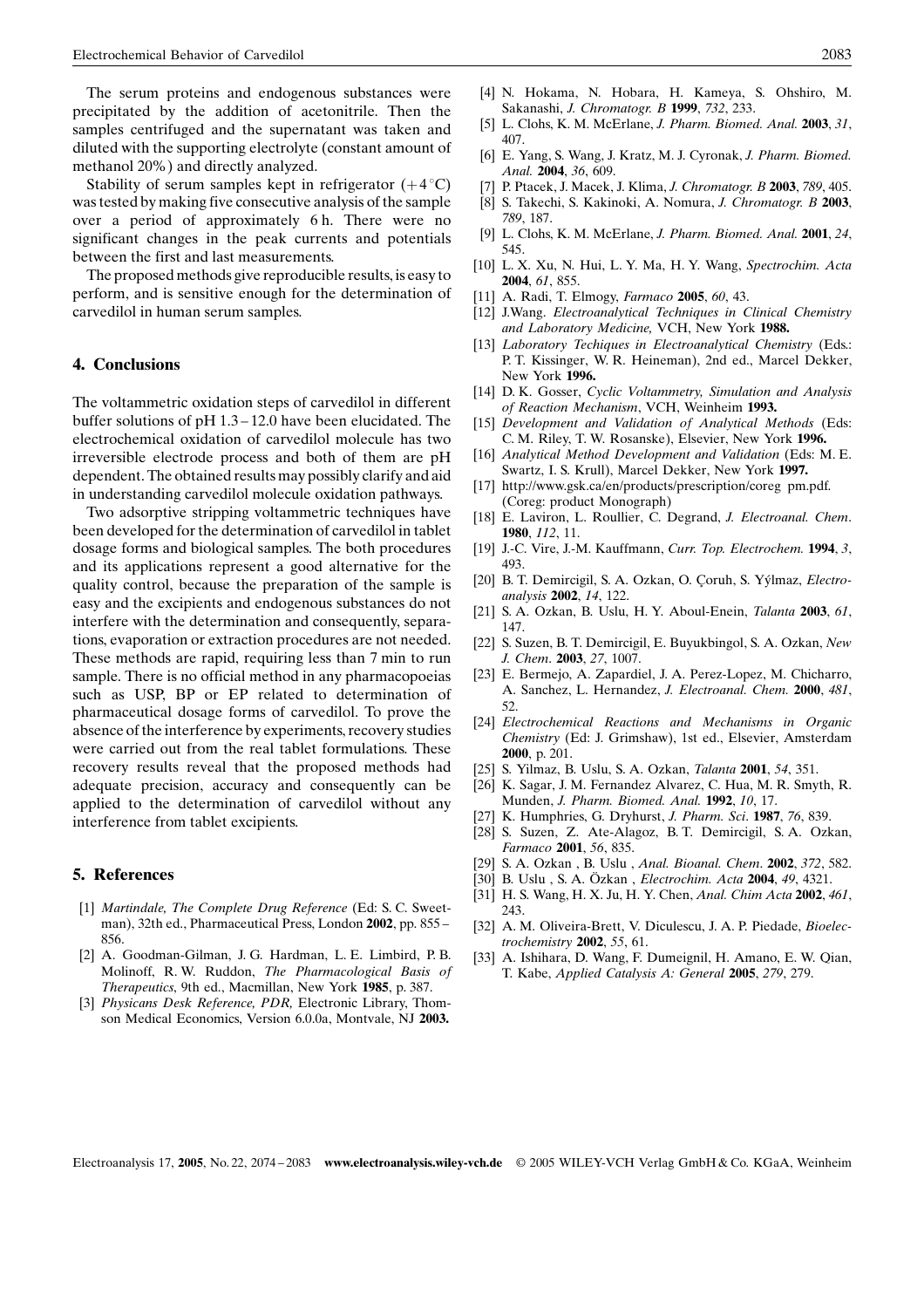The serum proteins and endogenous substances were precipitated by the addition of acetonitrile. Then the samples centrifuged and the supernatant was taken and diluted with the supporting electrolyte (constant amount of methanol 20%) and directly analyzed.

Stability of serum samples kept in refrigerator (+4 °C) was tested by making five consecutive analysis of the sample over a period of approximately 6 h. There were no significant changes in the peak currents and potentials between the first and last measurements.

The proposed methods give reproducible results, is easy to perform, and is sensitive enough for the determination of carvedilol in human serum samples.

## 4. Conclusions

The voltammetric oxidation steps of carvedilol in different buffer solutions of pH 1.3 – 12.0 have been elucidated. The electrochemical oxidation of carvedilol molecule has two irreversible electrode process and both of them are pH dependent. The obtained results may possibly clarify and aid in understanding carvedilol molecule oxidation pathways.

Two adsorptive stripping voltammetric techniques have been developed for the determination of carvedilol in tablet dosage forms and biological samples. The both procedures and its applications represent a good alternative for the quality control, because the preparation of the sample is easy and the excipients and endogenous substances do not interfere with the determination and consequently, separations, evaporation or extraction procedures are not needed. These methods are rapid, requiring less than 7 min to run sample. There is no official method in any pharmacopoeias such as USP, BP or EP related to determination of pharmaceutical dosage forms of carvedilol. To prove the absence of the interference by experiments, recovery studies were carried out from the real tablet formulations. These recovery results reveal that the proposed methods had adequate precision, accuracy and consequently can be applied to the determination of carvedilol without any interference from tablet excipients.

## 5. References

[1] *Martindale, The Complete Drug Reference* (Ed: S. C. Sweetman), 32th ed., Pharmaceutical Press, London **2002**, pp. 855 – 856.

[2] A. Goodman-Gilman, J. G. Hardman, L. E. Limbird, P. B. Molinoff, R. W. Ruddon, *The Pharmacological Basis of Therapeutics*, 9th ed., Macmillan, New York **1985**, p. 387.

[3] *Physicans Desk Reference, PDR,* Electronic Library, Thomson Medical Economics, Version 6.0.0a, Montvale, NJ **2003.**

[4] N. Hokama, N. Hobara, H. Kameya, S. Ohshiro, M. Sakanashi, *J. Chromatogr. B* **1999**, *732*, 233.

[5] L. Clohs, K. M. McErlane, *J. Pharm. Biomed. Anal.* **2003**, *31*, 407.

[6] E. Yang, S. Wang, J. Kratz, M. J. Cyronak, *J. Pharm. Biomed. Anal.* **2004**, *36*, 609.

[7] P. Ptacek, J. Macek, J. Klima, *J. Chromatogr. B* **2003**, *789*, 405.

[8] S. Takechi, S. Kakinoki, A. Nomura, *J. Chromatogr. B* **2003**, *789*, 187.

[9] L. Clohs, K. M. McErlane, *J. Pharm. Biomed. Anal.* **2001**, *24*, 545.

[10] L. X. Xu, N. Hui, L. Y. Ma, H. Y. Wang, *Spectrochim. Acta* **2004**, *61*, 855.

[11] A. Radi, T. Elmogy, *Farmaco* **2005**, *60*, 43.

[12] J.Wang. *Electroanalytical Techniques in Clinical Chemistry and Laboratory Medicine,* VCH, New York **1988.**

[13] *Laboratory Techiques in Electroanalytical Chemistry* (Eds.: P. T. Kissinger, W. R. Heineman), 2nd ed., Marcel Dekker, New York **1996.**

[14] D. K. Gosser, *Cyclic Voltammetry, Simulation and Analysis of Reaction Mechanism*, VCH, Weinheim **1993.**

[15] *Development and Validation of Analytical Methods* (Eds: C. M. Riley, T. W. Rosanske), Elsevier, New York **1996.**

[16] *Analytical Method Development and Validation* (Eds: M. E. Swartz, I. S. Krull), Marcel Dekker, New York **1997.**

[17] http://www.gsk.ca/en/products/prescription/coreg pm.pdf. (Coreg: product Monograph)

[18] E. Laviron, L. Roullier, C. Degrand, *J. Electroanal. Chem*. **1980**, *112*, 11.

[19] J.-C. Vire, J.-M. Kauffmann, *Curr. Top. Electrochem.* **1994**, *3*, 493.

[20] B. T. Demircigil, S. A. Ozkan, O. Çoruh, S. Yýlmaz, *Electroanalysis* **2002**, *14*, 122.

[21] S. A. Ozkan, B. Uslu, H. Y. Aboul-Enein, *Talanta* **2003**, *61*, 147.

[22] S. Suzen, B. T. Demircigil, E. Buyukbingol, S. A. Ozkan, *New J. Chem*. **2003**, *27*, 1007.

[23] E. Bermejo, A. Zapardiel, J. A. Perez-Lopez, M. Chicharro, A. Sanchez, L. Hernandez, *J. Electroanal. Chem.* **2000**, *481*, 52.

[24] *Electrochemical Reactions and Mechanisms in Organic Chemistry* (Ed: J. Grimshaw), 1st ed., Elsevier, Amsterdam **2000**, p. 201.

[25] S. Yilmaz, B. Uslu, S. A. Ozkan, *Talanta* **2001**, *54*, 351.

[26] K. Sagar, J. M. Fernandez Alvarez, C. Hua, M. R. Smyth, R. Munden, *J. Pharm. Biomed. Anal.* **1992**, *10*, 17.

[27] K. Humphries, G. Dryhurst, *J. Pharm. Sci*. **1987**, *76*, 839.

[28] S. Suzen, Z. Ate-Alagoz, B. T. Demircigil, S. A. Ozkan, *Farmaco* **2001**, *56*, 835.

[29] S. A. Ozkan , B. Uslu , *Anal. Bioanal. Chem*. **2002**, *372*, 582.

[30] B. Uslu , S. A. Özkan , *Electrochim. Acta* **2004**, *49*, 4321.

[31] H. S. Wang, H. X. Ju, H. Y. Chen, *Anal. Chim Acta* **2002**, *461*, 243.

[32] A. M. Oliveira-Brett, V. Diculescu, J. A. P. Piedade, *Bioelectrochemistry* **2002**, *55*, 61.

[33] A. Ishihara, D. Wang, F. Dumeignil, H. Amano, E. W. Qian, T. Kabe, *Applied Catalysis A: General* **2005**, *279*, 279.